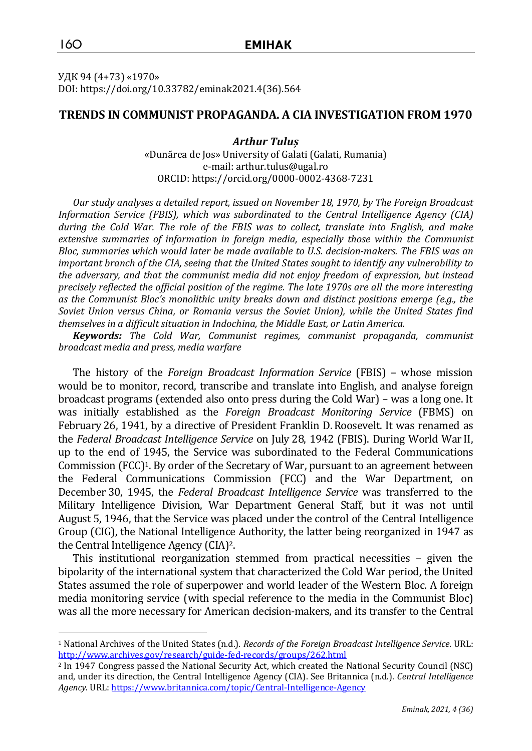УДК 94 (4+73) «1970»
DOI: https://doi.org/10.33782/eminak2021.4(36).564

# TRENDS IN COMMUNIST PROPAGANDA. A CIA INVESTIGATION FROM 1970

***Arthur Tuluș***

«Dunărea de Jos» University of Galati (Galati, Rumania)
e-mail: arthur.tulus@ugal.ro
ORCID: https://orcid.org/0000-0002-4368-7231

*Our study analyses a detailed report, issued on November 18, 1970, by The Foreign Broadcast Information Service (FBIS), which was subordinated to the Central Intelligence Agency (CIA) during the Cold War. The role of the FBIS was to collect, translate into English, and make extensive summaries of information in foreign media, especially those within the Communist Bloc, summaries which would later be made available to U.S. decision-makers. The FBIS was an important branch of the CIA, seeing that the United States sought to identify any vulnerability to the adversary, and that the communist media did not enjoy freedom of expression, but instead precisely reflected the official position of the regime. The late 1970s are all the more interesting as the Communist Bloc's monolithic unity breaks down and distinct positions emerge (e.g., the Soviet Union versus China, or Romania versus the Soviet Union), while the United States find themselves in a difficult situation in Indochina, the Middle East, or Latin America.*

***Keywords:*** *The Cold War, Communist regimes, communist propaganda, communist broadcast media and press, media warfare*

The history of the *Foreign Broadcast Information Service* (FBIS) – whose mission would be to monitor, record, transcribe and translate into English, and analyse foreign broadcast programs (extended also onto press during the Cold War) – was a long one. It was initially established as the *Foreign Broadcast Monitoring Service* (FBMS) on February 26, 1941, by a directive of President Franklin D. Roosevelt. It was renamed as the *Federal Broadcast Intelligence Service* on July 28, 1942 (FBIS). During World War II, up to the end of 1945, the Service was subordinated to the Federal Communications Commission (FCC)[1]. By order of the Secretary of War, pursuant to an agreement between the Federal Communications Commission (FCC) and the War Department, on December 30, 1945, the *Federal Broadcast Intelligence Service* was transferred to the Military Intelligence Division, War Department General Staff, but it was not until August 5, 1946, that the Service was placed under the control of the Central Intelligence Group (CIG), the National Intelligence Authority, the latter being reorganized in 1947 as the Central Intelligence Agency (CIA)[2].

This institutional reorganization stemmed from practical necessities – given the bipolarity of the international system that characterized the Cold War period, the United States assumed the role of superpower and world leader of the Western Bloc. A foreign media monitoring service (with special reference to the media in the Communist Bloc) was all the more necessary for American decision-makers, and its transfer to the Central

---

[1] National Archives of the United States (n.d.). *Records of the Foreign Broadcast Intelligence Service*. URL: http://www.archives.gov/research/guide-fed-records/groups/262.html

[2] In 1947 Congress passed the National Security Act, which created the National Security Council (NSC) and, under its direction, the Central Intelligence Agency (CIA). See Britannica (n.d.). *Central Intelligence Agency*. URL: https://www.britannica.com/topic/Central-Intelligence-Agency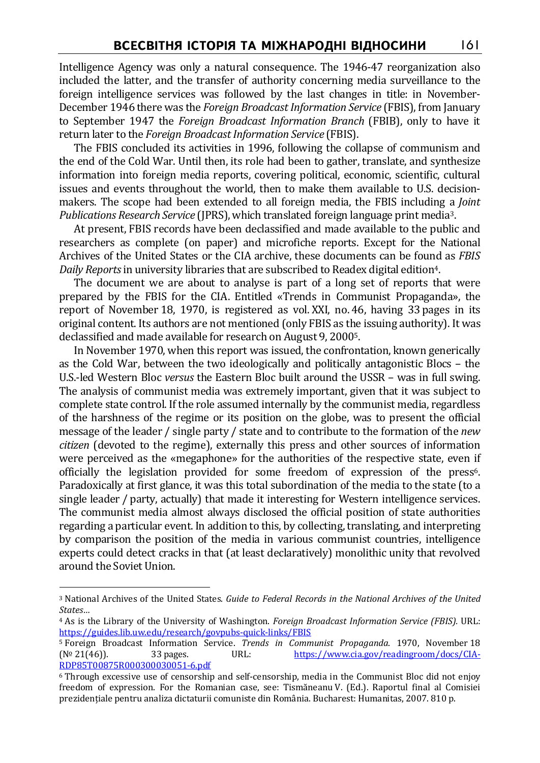Intelligence Agency was only a natural consequence. The 1946-47 reorganization also included the latter, and the transfer of authority concerning media surveillance to the foreign intelligence services was followed by the last changes in title: in November-December 1946 there was the *Foreign Broadcast Information Service* (FBIS), from January to September 1947 the *Foreign Broadcast Information Branch* (FBIB), only to have it return later to the *Foreign Broadcast Information Service* (FBIS).

The FBIS concluded its activities in 1996, following the collapse of communism and the end of the Cold War. Until then, its role had been to gather, translate, and synthesize information into foreign media reports, covering political, economic, scientific, cultural issues and events throughout the world, then to make them available to U.S. decision-makers. The scope had been extended to all foreign media, the FBIS including a *Joint Publications Research Service* (JPRS), which translated foreign language print media[3].

At present, FBIS records have been declassified and made available to the public and researchers as complete (on paper) and microfiche reports. Except for the National Archives of the United States or the CIA archive, these documents can be found as *FBIS Daily Reports* in university libraries that are subscribed to Readex digital edition[4].

The document we are about to analyse is part of a long set of reports that were prepared by the FBIS for the CIA. Entitled «Trends in Communist Propaganda», the report of November 18, 1970, is registered as vol. XXI, no. 46, having 33 pages in its original content. Its authors are not mentioned (only FBIS as the issuing authority). It was declassified and made available for research on August 9, 2000[5].

In November 1970, when this report was issued, the confrontation, known generically as the Cold War, between the two ideologically and politically antagonistic Blocs – the U.S.-led Western Bloc *versus* the Eastern Bloc built around the USSR – was in full swing. The analysis of communist media was extremely important, given that it was subject to complete state control. If the role assumed internally by the communist media, regardless of the harshness of the regime or its position on the globe, was to present the official message of the leader / single party / state and to contribute to the formation of the *new citizen* (devoted to the regime), externally this press and other sources of information were perceived as the «megaphone» for the authorities of the respective state, even if officially the legislation provided for some freedom of expression of the press[6]. Paradoxically at first glance, it was this total subordination of the media to the state (to a single leader / party, actually) that made it interesting for Western intelligence services. The communist media almost always disclosed the official position of state authorities regarding a particular event. In addition to this, by collecting, translating, and interpreting by comparison the position of the media in various communist countries, intelligence experts could detect cracks in that (at least declaratively) monolithic unity that revolved around the Soviet Union.

---

[3] National Archives of the United States. *Guide to Federal Records in the National Archives of the United States…*

[4] As is the Library of the University of Washington. *Foreign Broadcast Information Service (FBIS).* URL: https://guides.lib.uw.edu/research/govpubs-quick-links/FBIS

[5] Foreign Broadcast Information Service. *Trends in Communist Propaganda*. 1970, November 18 (№ 21(46)). 33 pages. URL: https://www.cia.gov/readingroom/docs/CIA-RDP85T00875R000300030051-6.pdf

[6] Through excessive use of censorship and self-censorship, media in the Communist Bloc did not enjoy freedom of expression. For the Romanian case, see: Tismăneanu V. (Ed.). Raportul final al Comisiei prezidențiale pentru analiza dictaturii comuniste din România. Bucharest: Humanitas, 2007. 810 p.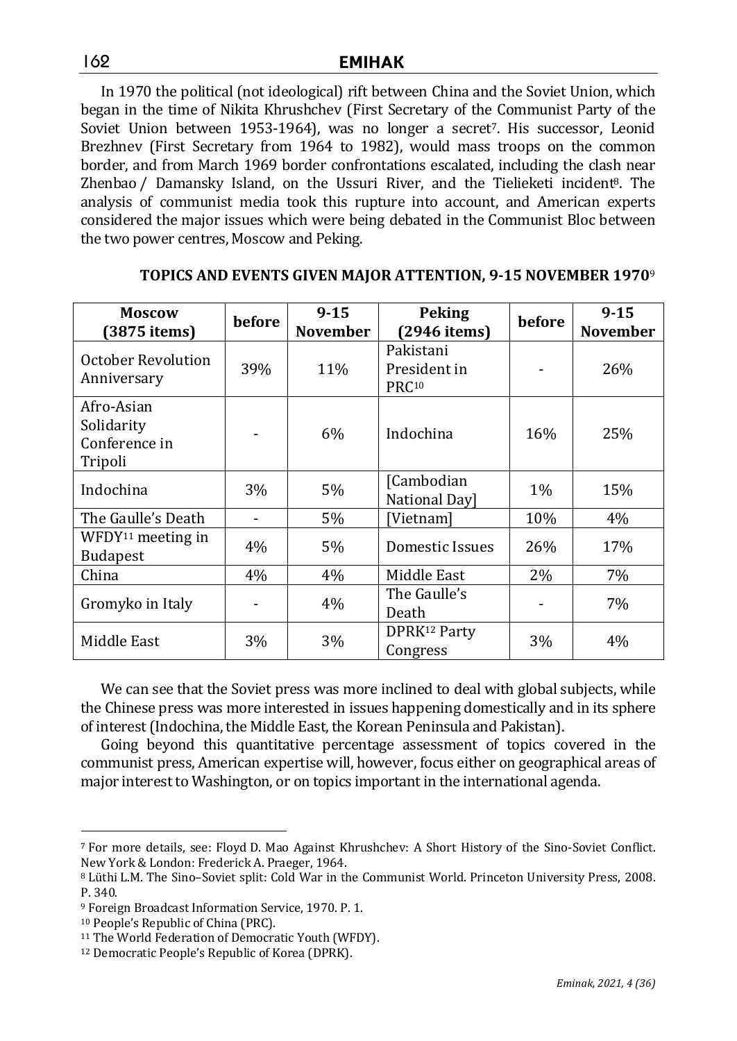In 1970 the political (not ideological) rift between China and the Soviet Union, which began in the time of Nikita Khrushchev (First Secretary of the Communist Party of the Soviet Union between 1953-1964), was no longer a secret[7]. His successor, Leonid Brezhnev (First Secretary from 1964 to 1982), would mass troops on the common border, and from March 1969 border confrontations escalated, including the clash near Zhenbao / Damansky Island, on the Ussuri River, and the Tielieketi incident[8]. The analysis of communist media took this rupture into account, and American experts considered the major issues which were being debated in the Communist Bloc between the two power centres, Moscow and Peking.

**TOPICS AND EVENTS GIVEN MAJOR ATTENTION, 9-15 NOVEMBER 1970**[9]

| Moscow (3875 items) | before | 9-15 November | Peking (2946 items) | before | 9-15 November |
|---|---|---|---|---|---|
| October Revolution Anniversary | 39% | 11% | Pakistani President in PRC[10] | - | 26% |
| Afro-Asian Solidarity Conference in Tripoli | - | 6% | Indochina | 16% | 25% |
| Indochina | 3% | 5% | [Cambodian National Day] | 1% | 15% |
| The Gaulle's Death | - | 5% | [Vietnam] | 10% | 4% |
| WFDY[11] meeting in Budapest | 4% | 5% | Domestic Issues | 26% | 17% |
| China | 4% | 4% | Middle East | 2% | 7% |
| Gromyko in Italy | - | 4% | The Gaulle's Death | - | 7% |
| Middle East | 3% | 3% | DPRK[12] Party Congress | 3% | 4% |

We can see that the Soviet press was more inclined to deal with global subjects, while the Chinese press was more interested in issues happening domestically and in its sphere of interest (Indochina, the Middle East, the Korean Peninsula and Pakistan).

Going beyond this quantitative percentage assessment of topics covered in the communist press, American expertise will, however, focus either on geographical areas of major interest to Washington, or on topics important in the international agenda.

---

[7] For more details, see: Floyd D. Mao Against Khrushchev: A Short History of the Sino-Soviet Conflict. New York & London: Frederick A. Praeger, 1964.

[8] Lüthi L.M. The Sino–Soviet split: Cold War in the Communist World. Princeton University Press, 2008. P. 340.

[9] Foreign Broadcast Information Service, 1970. P. 1.

[10] People's Republic of China (PRC).

[11] The World Federation of Democratic Youth (WFDY).

[12] Democratic People's Republic of Korea (DPRK).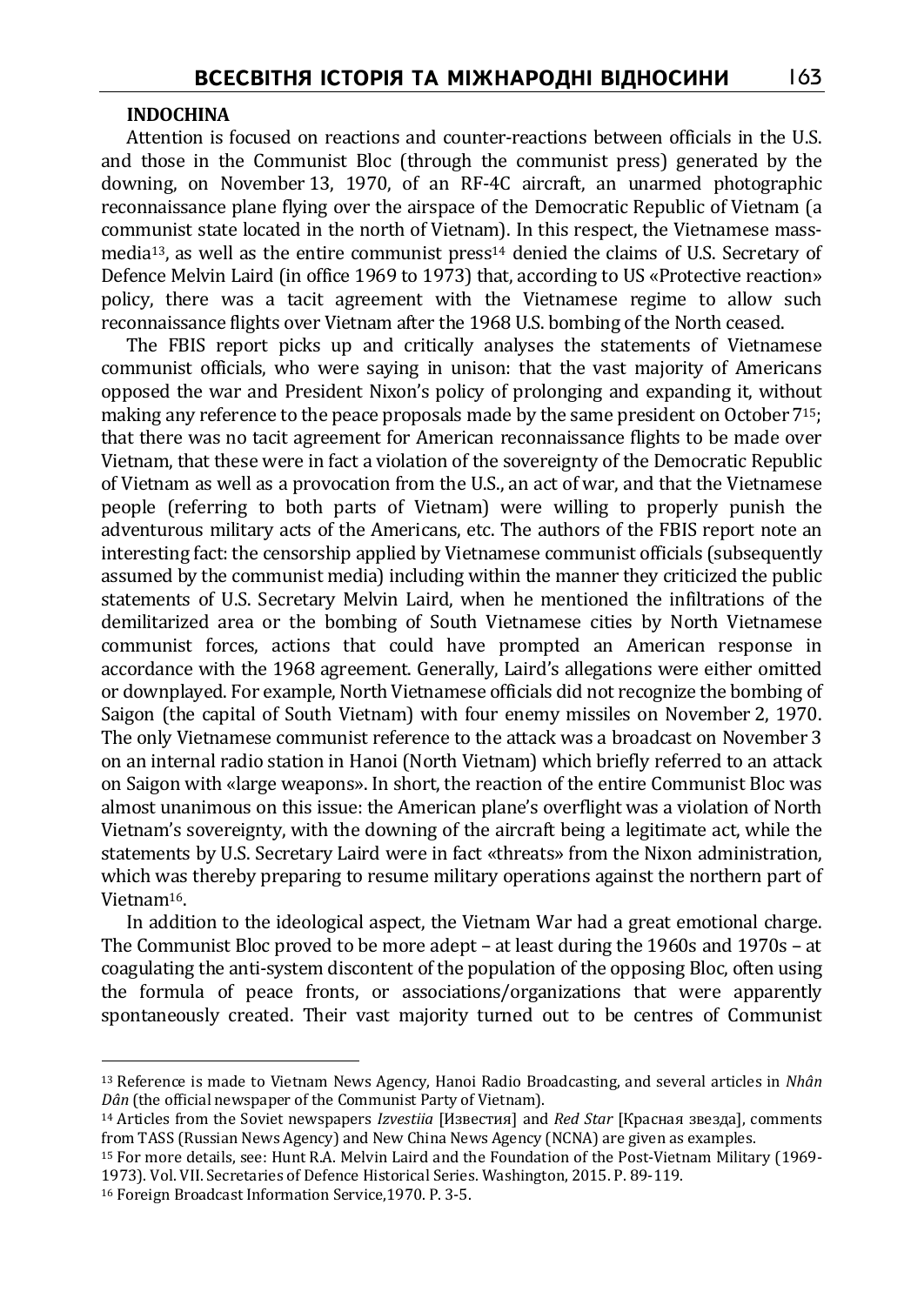**INDOCHINA**

Attention is focused on reactions and counter-reactions between officials in the U.S. and those in the Communist Bloc (through the communist press) generated by the downing, on November 13, 1970, of an RF-4C aircraft, an unarmed photographic reconnaissance plane flying over the airspace of the Democratic Republic of Vietnam (a communist state located in the north of Vietnam). In this respect, the Vietnamese mass-media[13], as well as the entire communist press[14] denied the claims of U.S. Secretary of Defence Melvin Laird (in office 1969 to 1973) that, according to US «Protective reaction» policy, there was a tacit agreement with the Vietnamese regime to allow such reconnaissance flights over Vietnam after the 1968 U.S. bombing of the North ceased.

The FBIS report picks up and critically analyses the statements of Vietnamese communist officials, who were saying in unison: that the vast majority of Americans opposed the war and President Nixon's policy of prolonging and expanding it, without making any reference to the peace proposals made by the same president on October 7[15]; that there was no tacit agreement for American reconnaissance flights to be made over Vietnam, that these were in fact a violation of the sovereignty of the Democratic Republic of Vietnam as well as a provocation from the U.S., an act of war, and that the Vietnamese people (referring to both parts of Vietnam) were willing to properly punish the adventurous military acts of the Americans, etc. The authors of the FBIS report note an interesting fact: the censorship applied by Vietnamese communist officials (subsequently assumed by the communist media) including within the manner they criticized the public statements of U.S. Secretary Melvin Laird, when he mentioned the infiltrations of the demilitarized area or the bombing of South Vietnamese cities by North Vietnamese communist forces, actions that could have prompted an American response in accordance with the 1968 agreement. Generally, Laird's allegations were either omitted or downplayed. For example, North Vietnamese officials did not recognize the bombing of Saigon (the capital of South Vietnam) with four enemy missiles on November 2, 1970. The only Vietnamese communist reference to the attack was a broadcast on November 3 on an internal radio station in Hanoi (North Vietnam) which briefly referred to an attack on Saigon with «large weapons». In short, the reaction of the entire Communist Bloc was almost unanimous on this issue: the American plane's overflight was a violation of North Vietnam's sovereignty, with the downing of the aircraft being a legitimate act, while the statements by U.S. Secretary Laird were in fact «threats» from the Nixon administration, which was thereby preparing to resume military operations against the northern part of Vietnam[16].

In addition to the ideological aspect, the Vietnam War had a great emotional charge. The Communist Bloc proved to be more adept – at least during the 1960s and 1970s – at coagulating the anti-system discontent of the population of the opposing Bloc, often using the formula of peace fronts, or associations/organizations that were apparently spontaneously created. Their vast majority turned out to be centres of Communist

---

[13] Reference is made to Vietnam News Agency, Hanoi Radio Broadcasting, and several articles in *Nhân Dân* (the official newspaper of the Communist Party of Vietnam).

[14] Articles from the Soviet newspapers *Izvestiia* [Известия] and *Red Star* [Красная звезда], comments from TASS (Russian News Agency) and New China News Agency (NCNA) are given as examples.

[15] For more details, see: Hunt R.A. Melvin Laird and the Foundation of the Post-Vietnam Military (1969-1973). Vol. VII. Secretaries of Defence Historical Series. Washington, 2015. P. 89-119.

[16] Foreign Broadcast Information Service,1970. P. 3-5.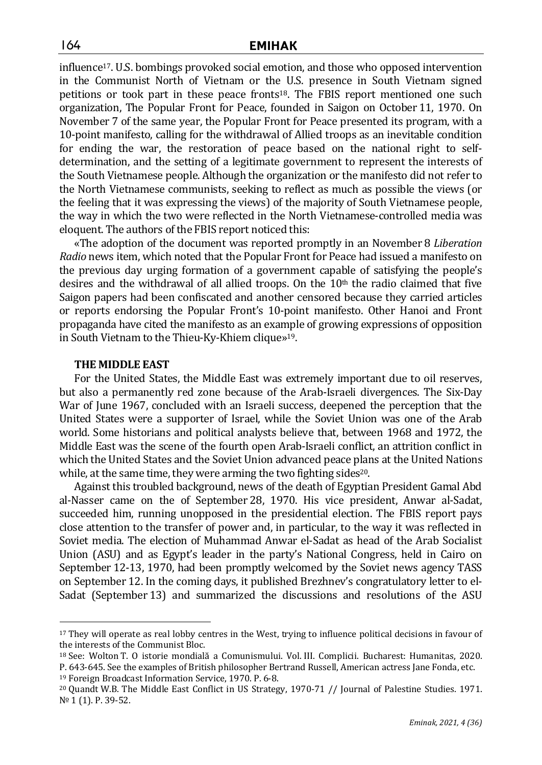influence[17]. U.S. bombings provoked social emotion, and those who opposed intervention in the Communist North of Vietnam or the U.S. presence in South Vietnam signed petitions or took part in these peace fronts[18]. The FBIS report mentioned one such organization, The Popular Front for Peace, founded in Saigon on October 11, 1970. On November 7 of the same year, the Popular Front for Peace presented its program, with a 10-point manifesto, calling for the withdrawal of Allied troops as an inevitable condition for ending the war, the restoration of peace based on the national right to self-determination, and the setting of a legitimate government to represent the interests of the South Vietnamese people. Although the organization or the manifesto did not refer to the North Vietnamese communists, seeking to reflect as much as possible the views (or the feeling that it was expressing the views) of the majority of South Vietnamese people, the way in which the two were reflected in the North Vietnamese-controlled media was eloquent. The authors of the FBIS report noticed this:

«The adoption of the document was reported promptly in an November 8 *Liberation Radio* news item, which noted that the Popular Front for Peace had issued a manifesto on the previous day urging formation of a government capable of satisfying the people's desires and the withdrawal of all allied troops. On the 10th the radio claimed that five Saigon papers had been confiscated and another censored because they carried articles or reports endorsing the Popular Front's 10-point manifesto. Other Hanoi and Front propaganda have cited the manifesto as an example of growing expressions of opposition in South Vietnam to the Thieu-Ky-Khiem clique»[19].

**THE MIDDLE EAST**

For the United States, the Middle East was extremely important due to oil reserves, but also a permanently red zone because of the Arab-Israeli divergences. The Six-Day War of June 1967, concluded with an Israeli success, deepened the perception that the United States were a supporter of Israel, while the Soviet Union was one of the Arab world. Some historians and political analysts believe that, between 1968 and 1972, the Middle East was the scene of the fourth open Arab-Israeli conflict, an attrition conflict in which the United States and the Soviet Union advanced peace plans at the United Nations while, at the same time, they were arming the two fighting sides[20].

Against this troubled background, news of the death of Egyptian President Gamal Abd al-Nasser came on the of September 28, 1970. His vice president, Anwar al-Sadat, succeeded him, running unopposed in the presidential election. The FBIS report pays close attention to the transfer of power and, in particular, to the way it was reflected in Soviet media. The election of Muhammad Anwar el-Sadat as head of the Arab Socialist Union (ASU) and as Egypt's leader in the party's National Congress, held in Cairo on September 12-13, 1970, had been promptly welcomed by the Soviet news agency TASS on September 12. In the coming days, it published Brezhnev's congratulatory letter to el-Sadat (September 13) and summarized the discussions and resolutions of the ASU

---

[17] They will operate as real lobby centres in the West, trying to influence political decisions in favour of the interests of the Communist Bloc.

[18] See: Wolton T. O istorie mondială a Comunismului. Vol. III. Complicii. Bucharest: Humanitas, 2020. P. 643-645. See the examples of British philosopher Bertrand Russell, American actress Jane Fonda, etc.

[19] Foreign Broadcast Information Service, 1970. P. 6-8.

[20] Quandt W.B. The Middle East Conflict in US Strategy, 1970-71 // Journal of Palestine Studies. 1971. № 1 (1). P. 39-52.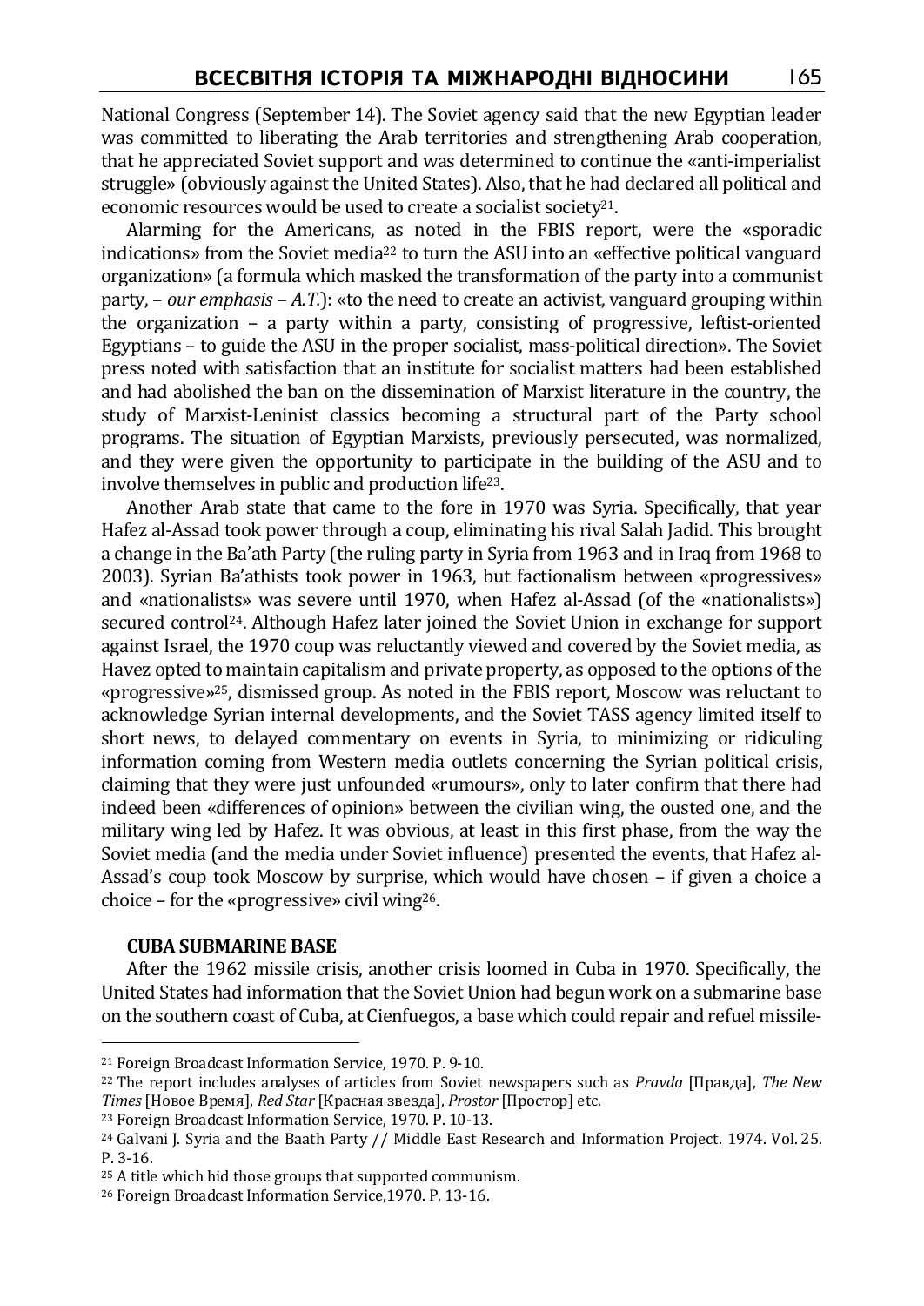National Congress (September 14). The Soviet agency said that the new Egyptian leader was committed to liberating the Arab territories and strengthening Arab cooperation, that he appreciated Soviet support and was determined to continue the «anti-imperialist struggle» (obviously against the United States). Also, that he had declared all political and economic resources would be used to create a socialist society[21].

Alarming for the Americans, as noted in the FBIS report, were the «sporadic indications» from the Soviet media[22] to turn the ASU into an «effective political vanguard organization» (a formula which masked the transformation of the party into a communist party, – *our emphasis – A.T.*): «to the need to create an activist, vanguard grouping within the organization – a party within a party, consisting of progressive, leftist-oriented Egyptians – to guide the ASU in the proper socialist, mass-political direction». The Soviet press noted with satisfaction that an institute for socialist matters had been established and had abolished the ban on the dissemination of Marxist literature in the country, the study of Marxist-Leninist classics becoming a structural part of the Party school programs. The situation of Egyptian Marxists, previously persecuted, was normalized, and they were given the opportunity to participate in the building of the ASU and to involve themselves in public and production life[23].

Another Arab state that came to the fore in 1970 was Syria. Specifically, that year Hafez al-Assad took power through a coup, eliminating his rival Salah Jadid. This brought a change in the Ba'ath Party (the ruling party in Syria from 1963 and in Iraq from 1968 to 2003). Syrian Ba'athists took power in 1963, but factionalism between «progressives» and «nationalists» was severe until 1970, when Hafez al-Assad (of the «nationalists») secured control[24]. Although Hafez later joined the Soviet Union in exchange for support against Israel, the 1970 coup was reluctantly viewed and covered by the Soviet media, as Havez opted to maintain capitalism and private property, as opposed to the options of the «progressive»[25], dismissed group. As noted in the FBIS report, Moscow was reluctant to acknowledge Syrian internal developments, and the Soviet TASS agency limited itself to short news, to delayed commentary on events in Syria, to minimizing or ridiculing information coming from Western media outlets concerning the Syrian political crisis, claiming that they were just unfounded «rumours», only to later confirm that there had indeed been «differences of opinion» between the civilian wing, the ousted one, and the military wing led by Hafez. It was obvious, at least in this first phase, from the way the Soviet media (and the media under Soviet influence) presented the events, that Hafez al-Assad's coup took Moscow by surprise, which would have chosen – if given a choice a choice – for the «progressive» civil wing[26].

### CUBA SUBMARINE BASE

After the 1962 missile crisis, another crisis loomed in Cuba in 1970. Specifically, the United States had information that the Soviet Union had begun work on a submarine base on the southern coast of Cuba, at Cienfuegos, a base which could repair and refuel missile-

---

[21] Foreign Broadcast Information Service, 1970. P. 9-10.

[22] The report includes analyses of articles from Soviet newspapers such as *Pravda* [Правда], *The New Times* [Новое Время], *Red Star* [Красная звезда], *Prostor* [Простор] etc.

[23] Foreign Broadcast Information Service, 1970. P. 10-13.

[24] Galvani J. Syria and the Baath Party // Middle East Research and Information Project. 1974. Vol. 25. P. 3-16.

[25] A title which hid those groups that supported communism.

[26] Foreign Broadcast Information Service,1970. P. 13-16.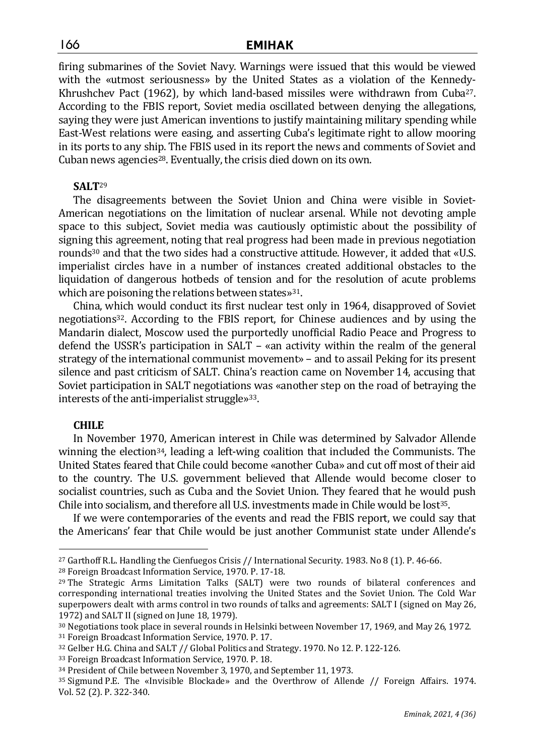firing submarines of the Soviet Navy. Warnings were issued that this would be viewed with the «utmost seriousness» by the United States as a violation of the Kennedy-Khrushchev Pact (1962), by which land-based missiles were withdrawn from Cuba[27]. According to the FBIS report, Soviet media oscillated between denying the allegations, saying they were just American inventions to justify maintaining military spending while East-West relations were easing, and asserting Cuba's legitimate right to allow mooring in its ports to any ship. The FBIS used in its report the news and comments of Soviet and Cuban news agencies[28]. Eventually, the crisis died down on its own.

**SALT**[29]

The disagreements between the Soviet Union and China were visible in Soviet-American negotiations on the limitation of nuclear arsenal. While not devoting ample space to this subject, Soviet media was cautiously optimistic about the possibility of signing this agreement, noting that real progress had been made in previous negotiation rounds[30] and that the two sides had a constructive attitude. However, it added that «U.S. imperialist circles have in a number of instances created additional obstacles to the liquidation of dangerous hotbeds of tension and for the resolution of acute problems which are poisoning the relations between states»[31].

China, which would conduct its first nuclear test only in 1964, disapproved of Soviet negotiations[32]. According to the FBIS report, for Chinese audiences and by using the Mandarin dialect, Moscow used the purportedly unofficial Radio Peace and Progress to defend the USSR's participation in SALT – «an activity within the realm of the general strategy of the international communist movement» – and to assail Peking for its present silence and past criticism of SALT. China's reaction came on November 14, accusing that Soviet participation in SALT negotiations was «another step on the road of betraying the interests of the anti-imperialist struggle»[33].

**CHILE**

In November 1970, American interest in Chile was determined by Salvador Allende winning the election[34], leading a left-wing coalition that included the Communists. The United States feared that Chile could become «another Cuba» and cut off most of their aid to the country. The U.S. government believed that Allende would become closer to socialist countries, such as Cuba and the Soviet Union. They feared that he would push Chile into socialism, and therefore all U.S. investments made in Chile would be lost[35].

If we were contemporaries of the events and read the FBIS report, we could say that the Americans' fear that Chile would be just another Communist state under Allende's

---

[27] Garthoff R.L. Handling the Cienfuegos Crisis // International Security. 1983. No 8 (1). P. 46-66.

[28] Foreign Broadcast Information Service, 1970. P. 17-18.

[29] The Strategic Arms Limitation Talks (SALT) were two rounds of bilateral conferences and corresponding international treaties involving the United States and the Soviet Union. The Cold War superpowers dealt with arms control in two rounds of talks and agreements: SALT I (signed on May 26, 1972) and SALT II (signed on June 18, 1979).

[30] Negotiations took place in several rounds in Helsinki between November 17, 1969, and May 26, 1972.

[31] Foreign Broadcast Information Service, 1970. P. 17.

[32] Gelber H.G. China and SALT // Global Politics and Strategy. 1970. No 12. P. 122-126.

[33] Foreign Broadcast Information Service, 1970. P. 18.

[34] President of Chile between November 3, 1970, and September 11, 1973.

[35] Sigmund P.E. The «Invisible Blockade» and the Overthrow of Allende // Foreign Affairs. 1974. Vol. 52 (2). P. 322-340.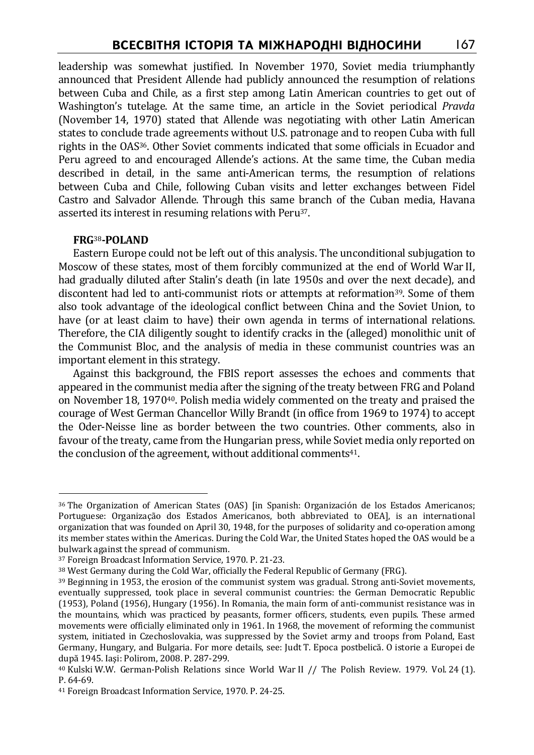leadership was somewhat justified. In November 1970, Soviet media triumphantly announced that President Allende had publicly announced the resumption of relations between Cuba and Chile, as a first step among Latin American countries to get out of Washington's tutelage. At the same time, an article in the Soviet periodical *Pravda* (November 14, 1970) stated that Allende was negotiating with other Latin American states to conclude trade agreements without U.S. patronage and to reopen Cuba with full rights in the OAS[36]. Other Soviet comments indicated that some officials in Ecuador and Peru agreed to and encouraged Allende's actions. At the same time, the Cuban media described in detail, in the same anti-American terms, the resumption of relations between Cuba and Chile, following Cuban visits and letter exchanges between Fidel Castro and Salvador Allende. Through this same branch of the Cuban media, Havana asserted its interest in resuming relations with Peru[37].

**FRG[38]-POLAND**

Eastern Europe could not be left out of this analysis. The unconditional subjugation to Moscow of these states, most of them forcibly communized at the end of World War II, had gradually diluted after Stalin's death (in late 1950s and over the next decade), and discontent had led to anti-communist riots or attempts at reformation[39]. Some of them also took advantage of the ideological conflict between China and the Soviet Union, to have (or at least claim to have) their own agenda in terms of international relations. Therefore, the CIA diligently sought to identify cracks in the (alleged) monolithic unit of the Communist Bloc, and the analysis of media in these communist countries was an important element in this strategy.

Against this background, the FBIS report assesses the echoes and comments that appeared in the communist media after the signing of the treaty between FRG and Poland on November 18, 1970[40]. Polish media widely commented on the treaty and praised the courage of West German Chancellor Willy Brandt (in office from 1969 to 1974) to accept the Oder-Neisse line as border between the two countries. Other comments, also in favour of the treaty, came from the Hungarian press, while Soviet media only reported on the conclusion of the agreement, without additional comments[41].

---

[36] The Organization of American States (OAS) [in Spanish: Organización de los Estados Americanos; Portuguese: Organização dos Estados Americanos, both abbreviated to OEA], is an international organization that was founded on April 30, 1948, for the purposes of solidarity and co-operation among its member states within the Americas. During the Cold War, the United States hoped the OAS would be a bulwark against the spread of communism.

[37] Foreign Broadcast Information Service, 1970. P. 21-23.

[38] West Germany during the Cold War, officially the Federal Republic of Germany (FRG).

[39] Beginning in 1953, the erosion of the communist system was gradual. Strong anti-Soviet movements, eventually suppressed, took place in several communist countries: the German Democratic Republic (1953), Poland (1956), Hungary (1956). In Romania, the main form of anti-communist resistance was in the mountains, which was practiced by peasants, former officers, students, even pupils. These armed movements were officially eliminated only in 1961. In 1968, the movement of reforming the communist system, initiated in Czechoslovakia, was suppressed by the Soviet army and troops from Poland, East Germany, Hungary, and Bulgaria. For more details, see: Judt T. Epoca postbelică. O istorie a Europei de după 1945. Iași: Polirom, 2008. P. 287-299.

[40] Kulski W.W. German-Polish Relations since World War II // The Polish Review. 1979. Vol. 24 (1). P. 64-69.

[41] Foreign Broadcast Information Service, 1970. P. 24-25.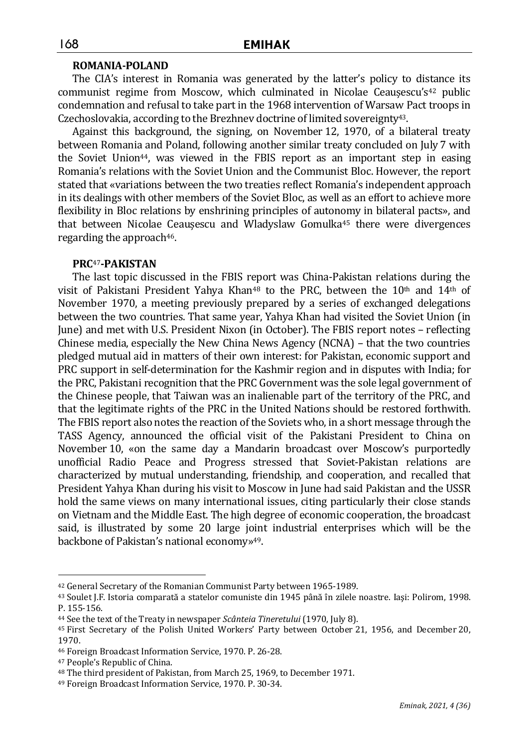**ROMANIA-POLAND**

The CIA's interest in Romania was generated by the latter's policy to distance its communist regime from Moscow, which culminated in Nicolae Ceaușescu's[42] public condemnation and refusal to take part in the 1968 intervention of Warsaw Pact troops in Czechoslovakia, according to the Brezhnev doctrine of limited sovereignty[43].

Against this background, the signing, on November 12, 1970, of a bilateral treaty between Romania and Poland, following another similar treaty concluded on July 7 with the Soviet Union[44], was viewed in the FBIS report as an important step in easing Romania's relations with the Soviet Union and the Communist Bloc. However, the report stated that «variations between the two treaties reflect Romania's independent approach in its dealings with other members of the Soviet Bloc, as well as an effort to achieve more flexibility in Bloc relations by enshrining principles of autonomy in bilateral pacts», and that between Nicolae Ceaușescu and Wladyslaw Gomulka[45] there were divergences regarding the approach[46].

**PRC[47]-PAKISTAN**

The last topic discussed in the FBIS report was China-Pakistan relations during the visit of Pakistani President Yahya Khan[48] to the PRC, between the 10th and 14th of November 1970, a meeting previously prepared by a series of exchanged delegations between the two countries. That same year, Yahya Khan had visited the Soviet Union (in June) and met with U.S. President Nixon (in October). The FBIS report notes – reflecting Chinese media, especially the New China News Agency (NCNA) – that the two countries pledged mutual aid in matters of their own interest: for Pakistan, economic support and PRC support in self-determination for the Kashmir region and in disputes with India; for the PRC, Pakistani recognition that the PRC Government was the sole legal government of the Chinese people, that Taiwan was an inalienable part of the territory of the PRC, and that the legitimate rights of the PRC in the United Nations should be restored forthwith. The FBIS report also notes the reaction of the Soviets who, in a short message through the TASS Agency, announced the official visit of the Pakistani President to China on November 10, «on the same day a Mandarin broadcast over Moscow's purportedly unofficial Radio Peace and Progress stressed that Soviet-Pakistan relations are characterized by mutual understanding, friendship, and cooperation, and recalled that President Yahya Khan during his visit to Moscow in June had said Pakistan and the USSR hold the same views on many international issues, citing particularly their close stands on Vietnam and the Middle East. The high degree of economic cooperation, the broadcast said, is illustrated by some 20 large joint industrial enterprises which will be the backbone of Pakistan's national economy»[49].

---

[42] General Secretary of the Romanian Communist Party between 1965-1989.

[43] Soulet J.F. Istoria comparată a statelor comuniste din 1945 până în zilele noastre. Iași: Polirom, 1998. P. 155-156.

[44] See the text of the Treaty in newspaper *Scânteia Tineretului* (1970, July 8).

[45] First Secretary of the Polish United Workers' Party between October 21, 1956, and December 20, 1970.

[46] Foreign Broadcast Information Service, 1970. P. 26-28.

[47] People's Republic of China.

[48] The third president of Pakistan, from March 25, 1969, to December 1971.

[49] Foreign Broadcast Information Service, 1970. P. 30-34.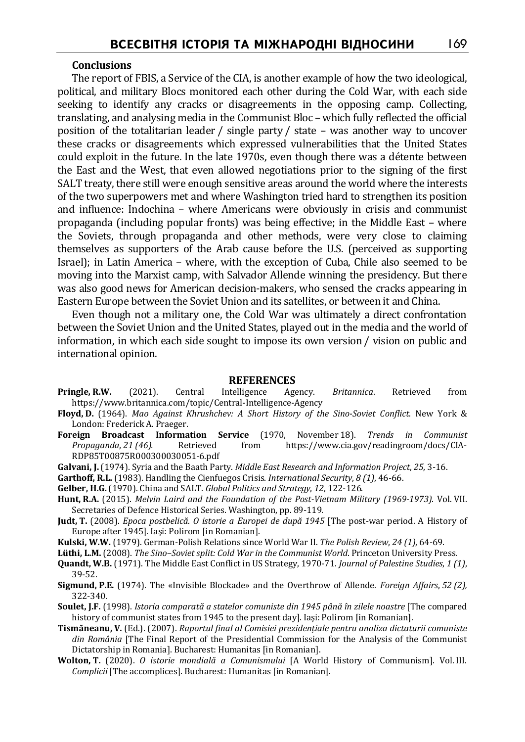**Conclusions**

The report of FBIS, a Service of the CIA, is another example of how the two ideological, political, and military Blocs monitored each other during the Cold War, with each side seeking to identify any cracks or disagreements in the opposing camp. Collecting, translating, and analysing media in the Communist Bloc – which fully reflected the official position of the totalitarian leader / single party / state – was another way to uncover these cracks or disagreements which expressed vulnerabilities that the United States could exploit in the future. In the late 1970s, even though there was a détente between the East and the West, that even allowed negotiations prior to the signing of the first SALT treaty, there still were enough sensitive areas around the world where the interests of the two superpowers met and where Washington tried hard to strengthen its position and influence: Indochina – where Americans were obviously in crisis and communist propaganda (including popular fronts) was being effective; in the Middle East – where the Soviets, through propaganda and other methods, were very close to claiming themselves as supporters of the Arab cause before the U.S. (perceived as supporting Israel); in Latin America – where, with the exception of Cuba, Chile also seemed to be moving into the Marxist camp, with Salvador Allende winning the presidency. But there was also good news for American decision-makers, who sensed the cracks appearing in Eastern Europe between the Soviet Union and its satellites, or between it and China.

Even though not a military one, the Cold War was ultimately a direct confrontation between the Soviet Union and the United States, played out in the media and the world of information, in which each side sought to impose its own version / vision on public and international opinion.

**REFERENCES**

**Pringle, R.W.** (2021). Central Intelligence Agency. *Britannica*. Retrieved from https://www.britannica.com/topic/Central-Intelligence-Agency

**Floyd, D.** (1964). *Mao Against Khrushchev: A Short History of the Sino-Soviet Conflict*. New York & London: Frederick A. Praeger.

**Foreign Broadcast Information Service** (1970, November 18). *Trends in Communist Propaganda*, *21 (46)*. Retrieved from https://www.cia.gov/readingroom/docs/CIA-RDP85T00875R000300030051-6.pdf

**Galvani, J.** (1974). Syria and the Baath Party. *Middle East Research and Information Project*, *25*, 3-16.

**Garthoff, R.L.** (1983). Handling the Cienfuegos Crisis. *International Security*, *8 (1)*, 46-66.

**Gelber, H.G.** (1970). China and SALT. *Global Politics and Strategy*, *12*, 122-126.

**Hunt, R.A.** (2015). *Melvin Laird and the Foundation of the Post-Vietnam Military (1969-1973)*. Vol. VII. Secretaries of Defence Historical Series. Washington, pp. 89-119.

**Judt, T.** (2008). *Epoca postbelică. O istorie a Europei de după 1945* [The post-war period. A History of Europe after 1945]. Iaşi: Polirom [in Romanian].

**Kulski, W.W.** (1979). German-Polish Relations since World War II. *The Polish Review*, *24 (1)*, 64-69.

**Lüthi, L.M.** (2008). *The Sino–Soviet split: Cold War in the Communist World*. Princeton University Press.

**Quandt, W.B.** (1971). The Middle East Conflict in US Strategy, 1970-71. *Journal of Palestine Studies*, *1 (1)*, 39-52.

**Sigmund, P.E.** (1974). The «Invisible Blockade» and the Overthrow of Allende. *Foreign Affairs*, *52 (2),* 322-340.

**Soulet, J.F.** (1998). *Istoria comparată a statelor comuniste din 1945 până în zilele noastre* [The compared history of communist states from 1945 to the present day]. Iaşi: Polirom [in Romanian].

**Tismăneanu, V.** (Ed.). (2007). *Raportul final al Comisiei prezidențiale pentru analiza dictaturii comuniste din România* [The Final Report of the Presidential Commission for the Analysis of the Communist Dictatorship in Romania]. Bucharest: Humanitas [in Romanian].

**Wolton, T.** (2020). *O istorie mondială a Comunismului* [A World History of Communism]. Vol. III. *Complicii* [The accomplices]. Bucharest: Humanitas [in Romanian].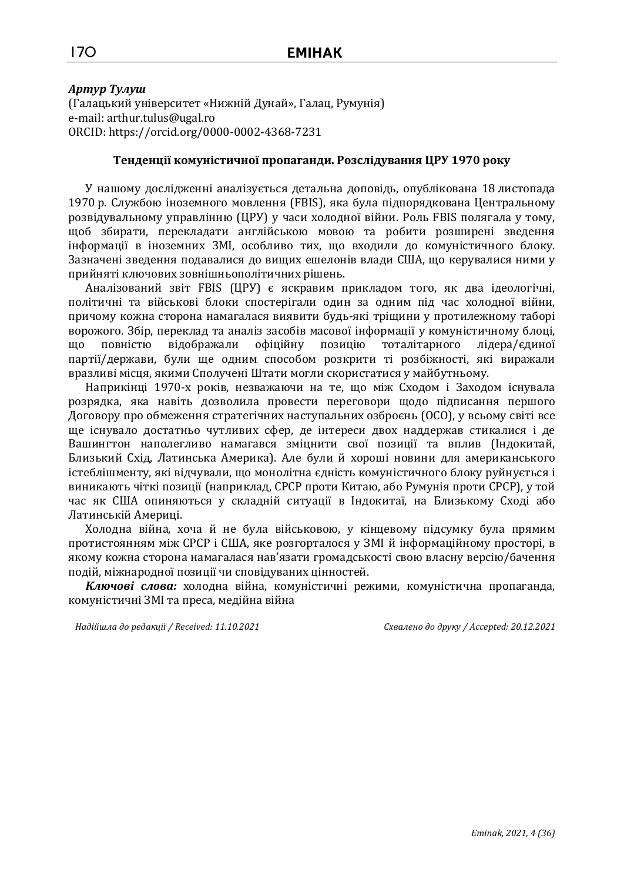***Артур Тулуш***
(Галацький університет «Нижній Дунай», Галац, Румунія)
e-mail: arthur.tulus@ugal.ro
ORCID: https://orcid.org/0000-0002-4368-7231

**Тенденції комуністичної пропаганди. Розслідування ЦРУ 1970 року**

У нашому дослідженні аналізується детальна доповідь, опублікована 18 листопада 1970 р. Службою іноземного мовлення (FBIS), яка була підпорядкована Центральному розвідувальному управлінню (ЦРУ) у часи холодної війни. Роль FBIS полягала у тому, щоб збирати, перекладати англійською мовою та робити розширені зведення інформації в іноземних ЗМІ, особливо тих, що входили до комуністичного блоку. Зазначені зведення подавалися до вищих ешелонів влади США, що керувалися ними у прийняті ключових зовнішньополітичних рішень.

Аналізований звіт FBIS (ЦРУ) є яскравим прикладом того, як два ідеологічні, політичні та військові блоки спостерігали один за одним під час холодної війни, причому кожна сторона намагалася виявити будь-які тріщини у протилежному таборі ворожого. Збір, переклад та аналіз засобів масової інформації у комуністичному блоці, що повністю відображали офіційну позицію тоталітарного лідера/єдиної партії/держави, були ще одним способом розкрити ті розбіжності, які виражали вразливі місця, якими Сполучені Штати могли скористатися у майбутньому.

Наприкінці 1970-х років, незважаючи на те, що між Сходом і Заходом існувала розрядка, яка навіть дозволила провести переговори щодо підписання першого Договору про обмеження стратегічних наступальних озброєнь (ОСО), у всьому світі все ще існувало достатньо чутливих сфер, де інтереси двох наддержав стикалися і де Вашингтон наполегливо намагався зміцнити свої позиції та вплив (Індокитай, Близький Схід, Латинська Америка). Але були й хороші новини для американського істеблішменту, які відчували, що монолітна єдність комуністичного блоку руйнується і виникають чіткі позиції (наприклад, СРСР проти Китаю, або Румунія проти СРСР), у той час як США опиняються у складній ситуації в Індокитаї, на Близькому Сході або Латинській Америці.

Холодна війна, хоча й не була військовою, у кінцевому підсумку була прямим протистоянням між СРСР і США, яке розгорталося у ЗМІ й інформаційному просторі, в якому кожна сторона намагалася нав'язати громадськості свою власну версію/бачення подій, міжнародної позиції чи сповідуваних цінностей.

***Ключові слова:*** холодна війна, комуністичні режими, комуністична пропаганда, комуністичні ЗМІ та преса, медійна війна

*Надійшла до редакції / Received: 11.10.2021* *Схвалено до друку / Accepted: 20.12.2021*